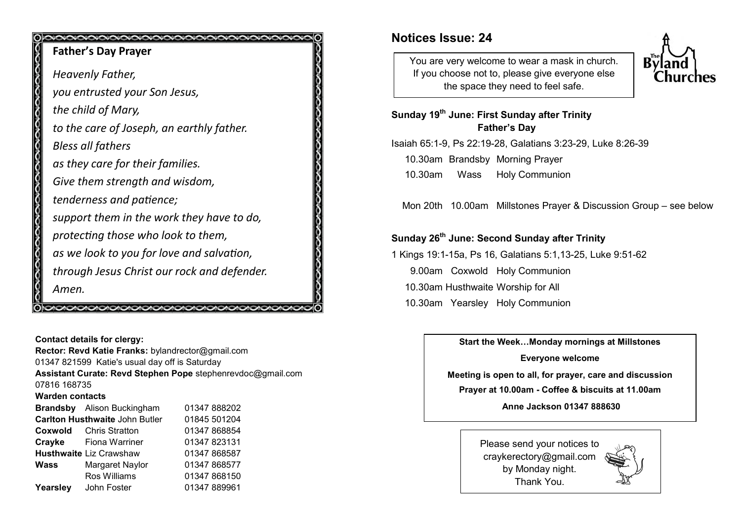## Father's Day Prayer

*Heavenly Father,*
*you entrusted your Son Jesus,*
*the child of Mary,*
*to the care of Joseph, an earthly father.*
*Bless all fathers*
*as they care for their families.*
*Give them strength and wisdom,*
*tenderness and patience;*
*support them in the work they have to do,*
*protecting those who look to them,*
*as we look to you for love and salvation,*
*through Jesus Christ our rock and defender.*
*Amen.*

**Contact details for clergy:**

**Rector: Revd Katie Franks:** bylandrector@gmail.com
01347 821599 Katie's usual day off is Saturday

**Assistant Curate: Revd Stephen Pope** stephenrevdoc@gmail.com
07816 168735

**Warden contacts**

| | | |
|---|---|---|
| **Brandsby** | Alison Buckingham | 01347 888202 |
| **Carlton Husthwaite** | John Butler | 01845 501204 |
| **Coxwold** | Chris Stratton | 01347 868854 |
| **Crayke** | Fiona Warriner | 01347 823131 |
| **Husthwaite** | Liz Crawshaw | 01347 868587 |
| **Wass** | Margaret Naylor | 01347 868577 |
| | Ros Williams | 01347 868150 |
| **Yearsley** | John Foster | 01347 889961 |

# Notices Issue: 24

The Byland Churches

You are very welcome to wear a mask in church. If you choose not to, please give everyone else the space they need to feel safe.

**Sunday 19th June: First Sunday after Trinity**
**Father's Day**

Isaiah 65:1-9, Ps 22:19-28, Galatians 3:23-29, Luke 8:26-39

10.30am Brandsby Morning Prayer
10.30am Wass Holy Communion

Mon 20th 10.00am Millstones Prayer & Discussion Group – see below

**Sunday 26th June: Second Sunday after Trinity**

1 Kings 19:1-15a, Ps 16, Galatians 5:1,13-25, Luke 9:51-62

9.00am Coxwold Holy Communion
10.30am Husthwaite Worship for All
10.30am Yearsley Holy Communion

**Start the Week…Monday mornings at Millstones**

**Everyone welcome**

**Meeting is open to all, for prayer, care and discussion**

**Prayer at 10.00am - Coffee & biscuits at 11.00am**

**Anne Jackson 01347 888630**

Please send your notices to craykerectory@gmail.com by Monday night.
Thank You.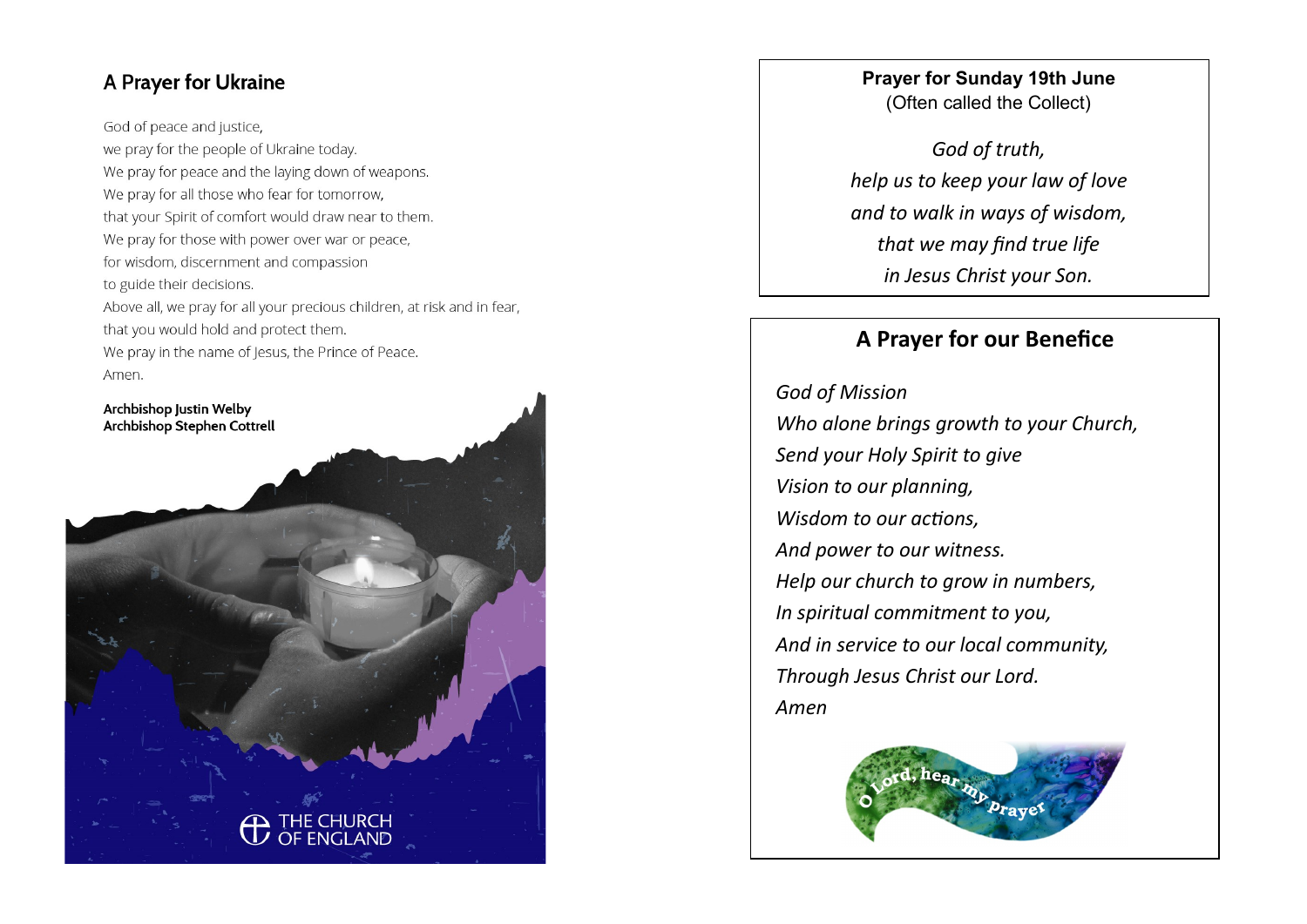## A Prayer for Ukraine

God of peace and justice,
we pray for the people of Ukraine today.
We pray for peace and the laying down of weapons.
We pray for all those who fear for tomorrow,
that your Spirit of comfort would draw near to them.
We pray for those with power over war or peace,
for wisdom, discernment and compassion
to guide their decisions.
Above all, we pray for all your precious children, at risk and in fear,
that you would hold and protect them.
We pray in the name of Jesus, the Prince of Peace.
Amen.

**Archbishop Justin Welby**
**Archbishop Stephen Cottrell**

THE CHURCH OF ENGLAND

**Prayer for Sunday 19th June**
(Often called the Collect)

*God of truth,*
*help us to keep your law of love*
*and to walk in ways of wisdom,*
*that we may find true life*
*in Jesus Christ your Son.*

## A Prayer for our Benefice

*God of Mission*
*Who alone brings growth to your Church,*
*Send your Holy Spirit to give*
*Vision to our planning,*
*Wisdom to our actions,*
*And power to our witness.*
*Help our church to grow in numbers,*
*In spiritual commitment to you,*
*And in service to our local community,*
*Through Jesus Christ our Lord.*
*Amen*

O Lord, hear my prayer